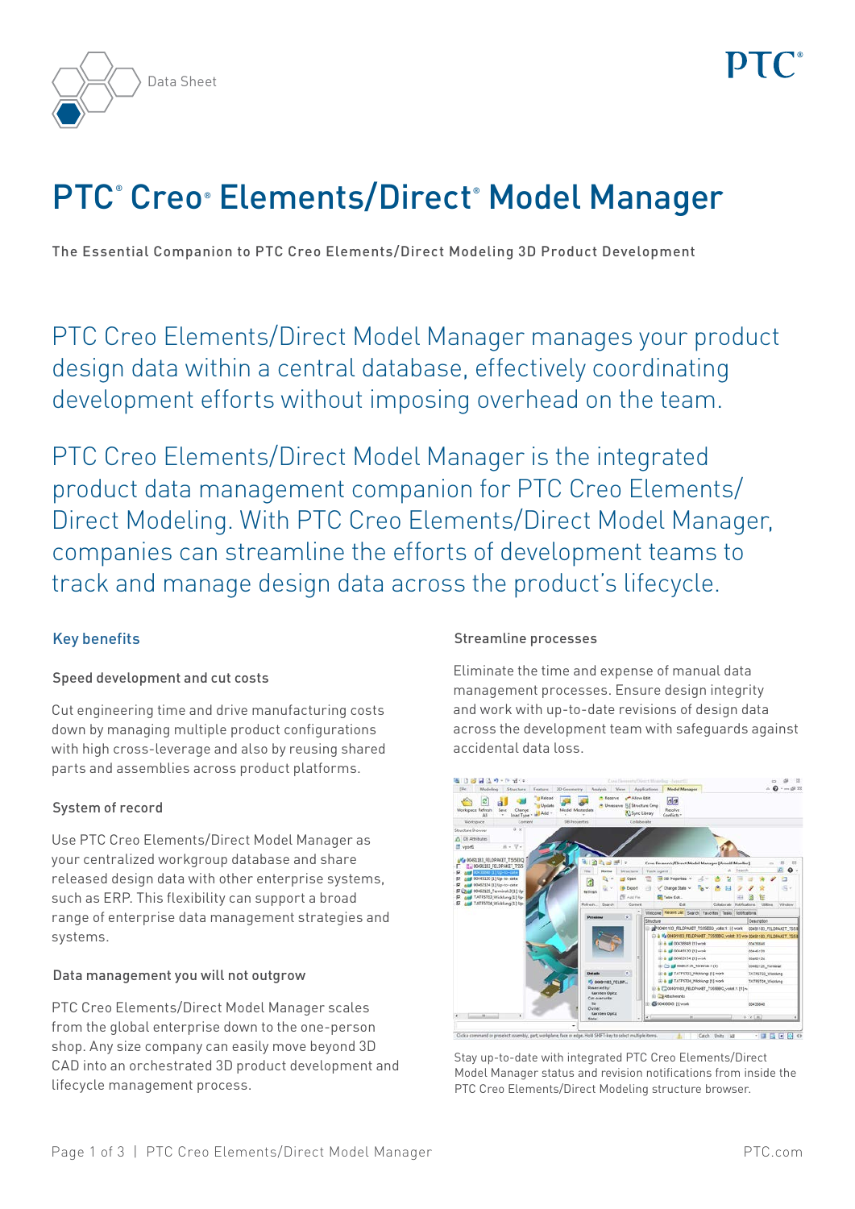Data Sheet

# PTC® Creo® Elements/Direct® Model Manager

The Essential Companion to PTC Creo Elements/Direct Modeling 3D Product Development

PTC Creo Elements/Direct Model Manager manages your product design data within a central database, effectively coordinating development efforts without imposing overhead on the team.

PTC Creo Elements/Direct Model Manager is the integrated product data management companion for PTC Creo Elements/Direct Modeling. With PTC Creo Elements/Direct Model Manager, companies can streamline the efforts of development teams to track and manage design data across the product's lifecycle.

## Key benefits

### Speed development and cut costs

Cut engineering time and drive manufacturing costs down by managing multiple product configurations with high cross-leverage and also by reusing shared parts and assemblies across product platforms.

### System of record

Use PTC Creo Elements/Direct Model Manager as your centralized workgroup database and share released design data with other enterprise systems, such as ERP. This flexibility can support a broad range of enterprise data management strategies and systems.

### Data management you will not outgrow

PTC Creo Elements/Direct Model Manager scales from the global enterprise down to the one-person shop. Any size company can easily move beyond 3D CAD into an orchestrated 3D product development and lifecycle management process.

### Streamline processes

Eliminate the time and expense of manual data management processes. Ensure design integrity and work with up-to-date revisions of design data across the development team with safeguards against accidental data loss.

Stay up-to-date with integrated PTC Creo Elements/Direct Model Manager status and revision notifications from inside the PTC Creo Elements/Direct Modeling structure browser.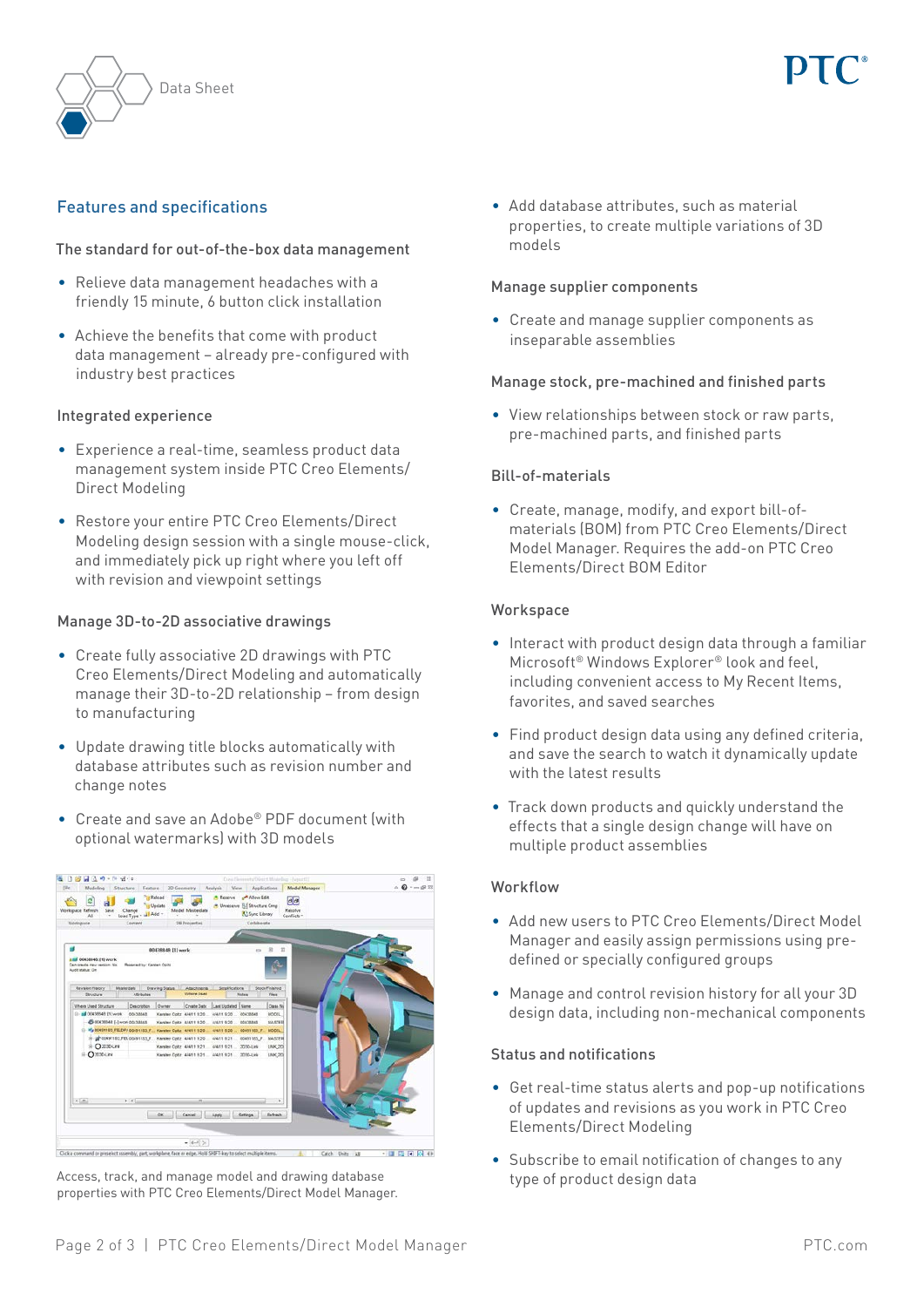## Features and specifications

### The standard for out-of-the-box data management

- Relieve data management headaches with a friendly 15 minute, 6 button click installation
- Achieve the benefits that come with product data management – already pre-configured with industry best practices

### Integrated experience

- Experience a real-time, seamless product data management system inside PTC Creo Elements/ Direct Modeling
- Restore your entire PTC Creo Elements/Direct Modeling design session with a single mouse-click, and immediately pick up right where you left off with revision and viewpoint settings

### Manage 3D-to-2D associative drawings

- Create fully associative 2D drawings with PTC Creo Elements/Direct Modeling and automatically manage their 3D-to-2D relationship – from design to manufacturing
- Update drawing title blocks automatically with database attributes such as revision number and change notes
- Create and save an Adobe® PDF document (with optional watermarks) with 3D models

Access, track, and manage model and drawing database properties with PTC Creo Elements/Direct Model Manager.

- Add database attributes, such as material properties, to create multiple variations of 3D models

### Manage supplier components

- Create and manage supplier components as inseparable assemblies

### Manage stock, pre-machined and finished parts

- View relationships between stock or raw parts, pre-machined parts, and finished parts

### Bill-of-materials

- Create, manage, modify, and export bill-of-materials (BOM) from PTC Creo Elements/Direct Model Manager. Requires the add-on PTC Creo Elements/Direct BOM Editor

### Workspace

- Interact with product design data through a familiar Microsoft® Windows Explorer® look and feel, including convenient access to My Recent Items, favorites, and saved searches
- Find product design data using any defined criteria, and save the search to watch it dynamically update with the latest results
- Track down products and quickly understand the effects that a single design change will have on multiple product assemblies

### Workflow

- Add new users to PTC Creo Elements/Direct Model Manager and easily assign permissions using pre-defined or specially configured groups
- Manage and control revision history for all your 3D design data, including non-mechanical components

### Status and notifications

- Get real-time status alerts and pop-up notifications of updates and revisions as you work in PTC Creo Elements/Direct Modeling
- Subscribe to email notification of changes to any type of product design data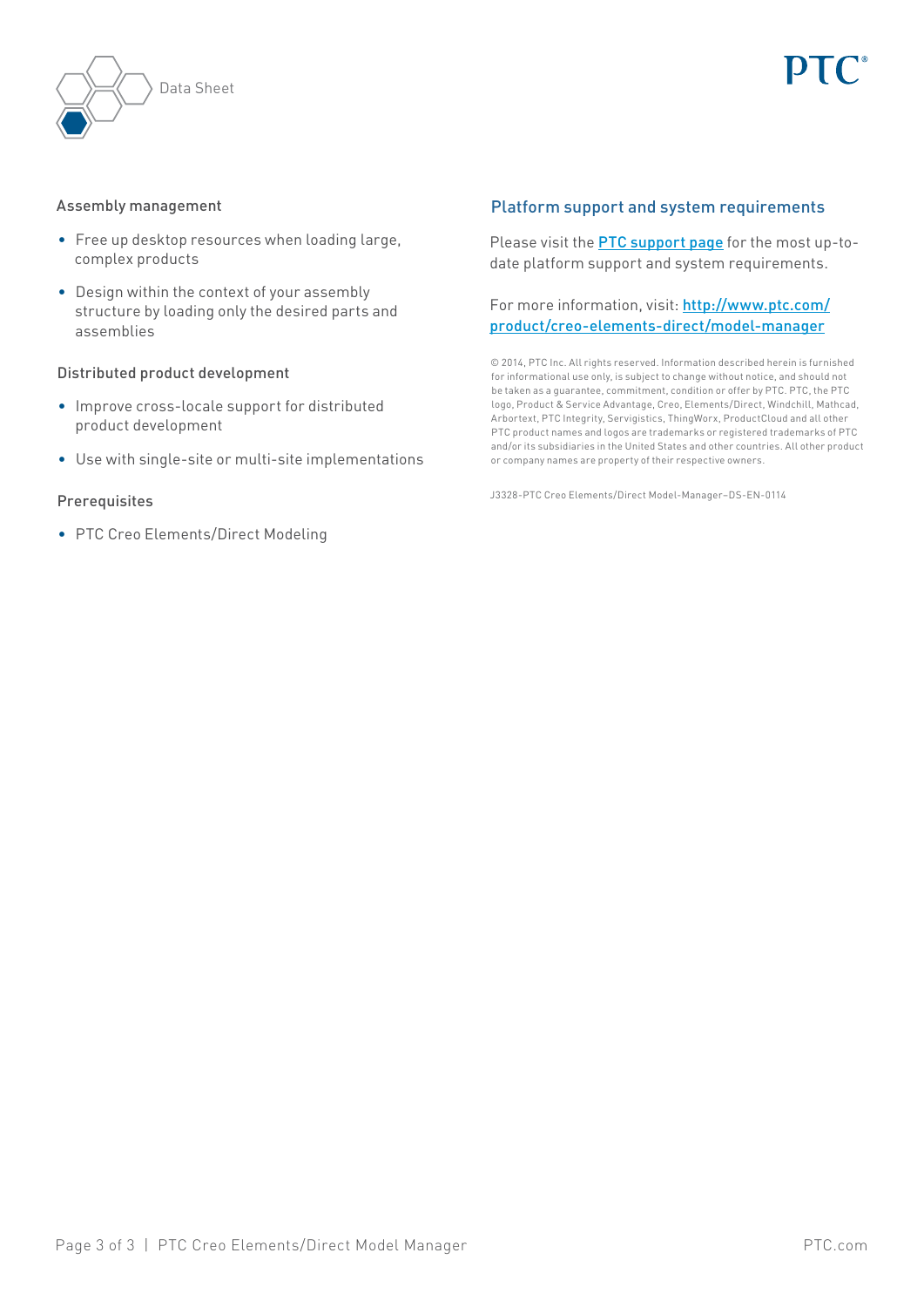### Assembly management

- Free up desktop resources when loading large, complex products
- Design within the context of your assembly structure by loading only the desired parts and assemblies

### Distributed product development

- Improve cross-locale support for distributed product development
- Use with single-site or multi-site implementations

### Prerequisites

- PTC Creo Elements/Direct Modeling

## Platform support and system requirements

Please visit the [PTC support page] for the most up-to-date platform support and system requirements.

For more information, visit: http://www.ptc.com/product/creo-elements-direct/model-manager

© 2014, PTC Inc. All rights reserved. Information described herein is furnished for informational use only, is subject to change without notice, and should not be taken as a guarantee, commitment, condition or offer by PTC. PTC, the PTC logo, Product & Service Advantage, Creo, Elements/Direct, Windchill, Mathcad, Arbortext, PTC Integrity, Servigistics, ThingWorx, ProductCloud and all other PTC product names and logos are trademarks or registered trademarks of PTC and/or its subsidiaries in the United States and other countries. All other product or company names are property of their respective owners.

J3328-PTC Creo Elements/Direct Model-Manager–DS-EN-0114